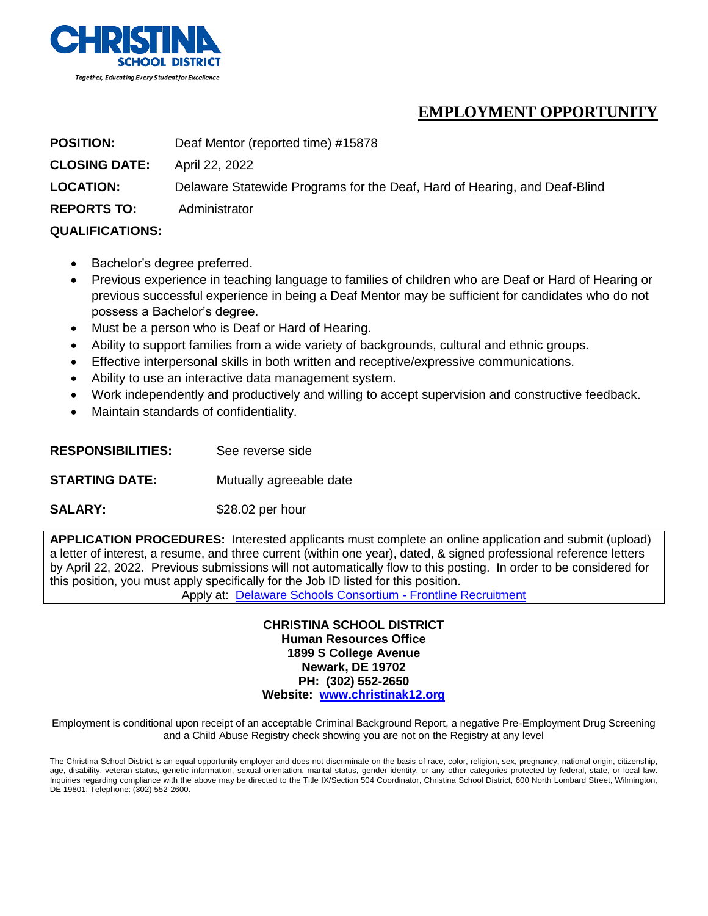**CHRISTINA SCHOOL DISTRICT**

*Together, Educating Every Student for Excellence*

# EMPLOYMENT OPPORTUNITY

**POSITION:** Deaf Mentor (reported time) #15878

**CLOSING DATE:** April 22, 2022

**LOCATION:** Delaware Statewide Programs for the Deaf, Hard of Hearing, and Deaf-Blind

**REPORTS TO:** Administrator

**QUALIFICATIONS:**

- Bachelor's degree preferred.
- Previous experience in teaching language to families of children who are Deaf or Hard of Hearing or previous successful experience in being a Deaf Mentor may be sufficient for candidates who do not possess a Bachelor's degree.
- Must be a person who is Deaf or Hard of Hearing.
- Ability to support families from a wide variety of backgrounds, cultural and ethnic groups.
- Effective interpersonal skills in both written and receptive/expressive communications.
- Ability to use an interactive data management system.
- Work independently and productively and willing to accept supervision and constructive feedback.
- Maintain standards of confidentiality.

**RESPONSIBILITIES:** See reverse side

**STARTING DATE:** Mutually agreeable date

**SALARY:** $28.02 per hour

**APPLICATION PROCEDURES:** Interested applicants must complete an online application and submit (upload) a letter of interest, a resume, and three current (within one year), dated, & signed professional reference letters by April 22, 2022. Previous submissions will not automatically flow to this posting. In order to be considered for this position, you must apply specifically for the Job ID listed for this position.

Apply at: [Delaware Schools Consortium - Frontline Recruitment]

**CHRISTINA SCHOOL DISTRICT**
**Human Resources Office**
**1899 S College Avenue**
**Newark, DE 19702**
**PH: (302) 552-2650**
**Website: www.christinak12.org**

Employment is conditional upon receipt of an acceptable Criminal Background Report, a negative Pre-Employment Drug Screening and a Child Abuse Registry check showing you are not on the Registry at any level

The Christina School District is an equal opportunity employer and does not discriminate on the basis of race, color, religion, sex, pregnancy, national origin, citizenship, age, disability, veteran status, genetic information, sexual orientation, marital status, gender identity, or any other categories protected by federal, state, or local law. Inquiries regarding compliance with the above may be directed to the Title IX/Section 504 Coordinator, Christina School District, 600 North Lombard Street, Wilmington, DE 19801; Telephone: (302) 552-2600.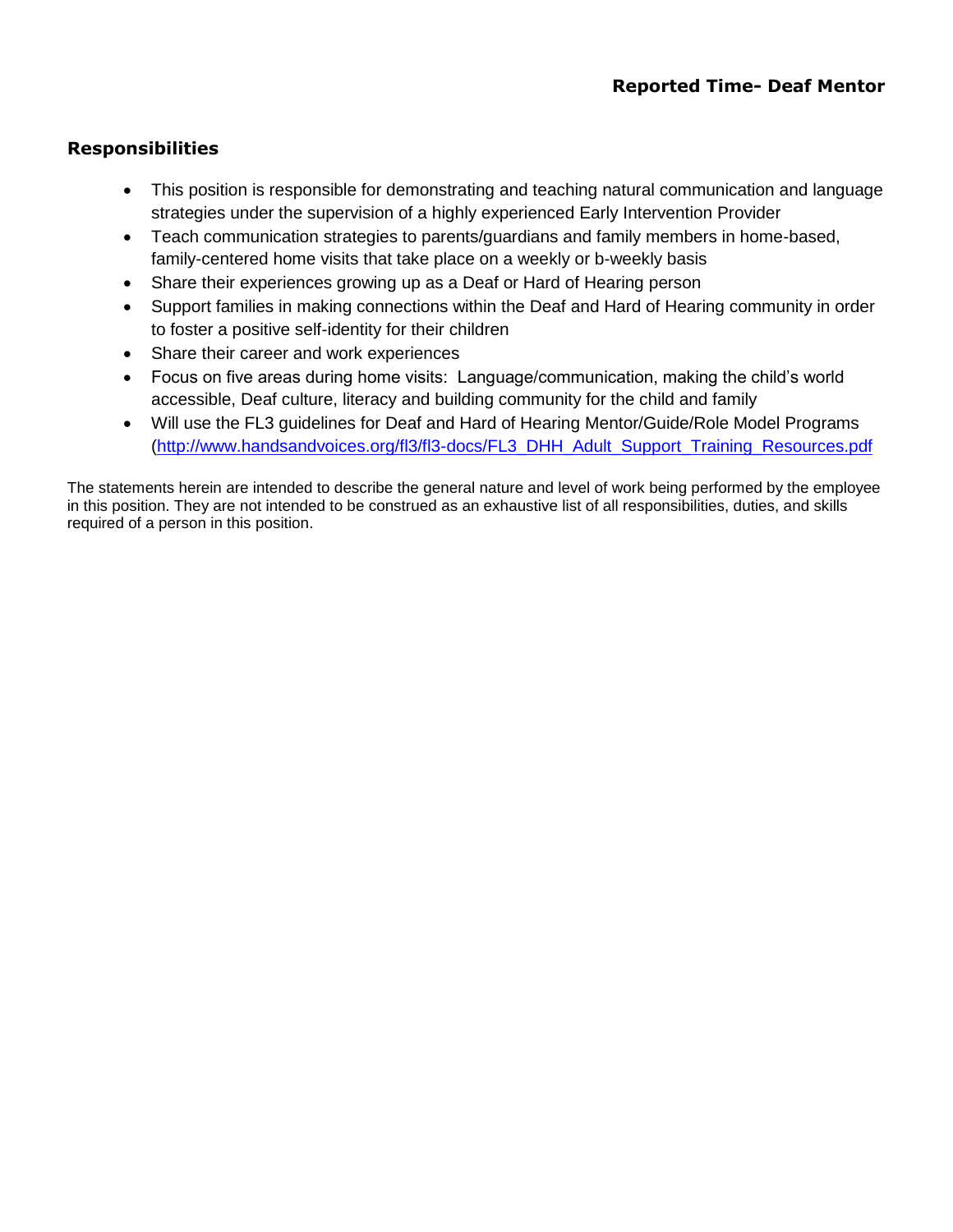## Responsibilities

- This position is responsible for demonstrating and teaching natural communication and language strategies under the supervision of a highly experienced Early Intervention Provider
- Teach communication strategies to parents/guardians and family members in home-based, family-centered home visits that take place on a weekly or b-weekly basis
- Share their experiences growing up as a Deaf or Hard of Hearing person
- Support families in making connections within the Deaf and Hard of Hearing community in order to foster a positive self-identity for their children
- Share their career and work experiences
- Focus on five areas during home visits: Language/communication, making the child's world accessible, Deaf culture, literacy and building community for the child and family
- Will use the FL3 guidelines for Deaf and Hard of Hearing Mentor/Guide/Role Model Programs (http://www.handsandvoices.org/fl3/fl3-docs/FL3_DHH_Adult_Support_Training_Resources.pdf

The statements herein are intended to describe the general nature and level of work being performed by the employee in this position. They are not intended to be construed as an exhaustive list of all responsibilities, duties, and skills required of a person in this position.